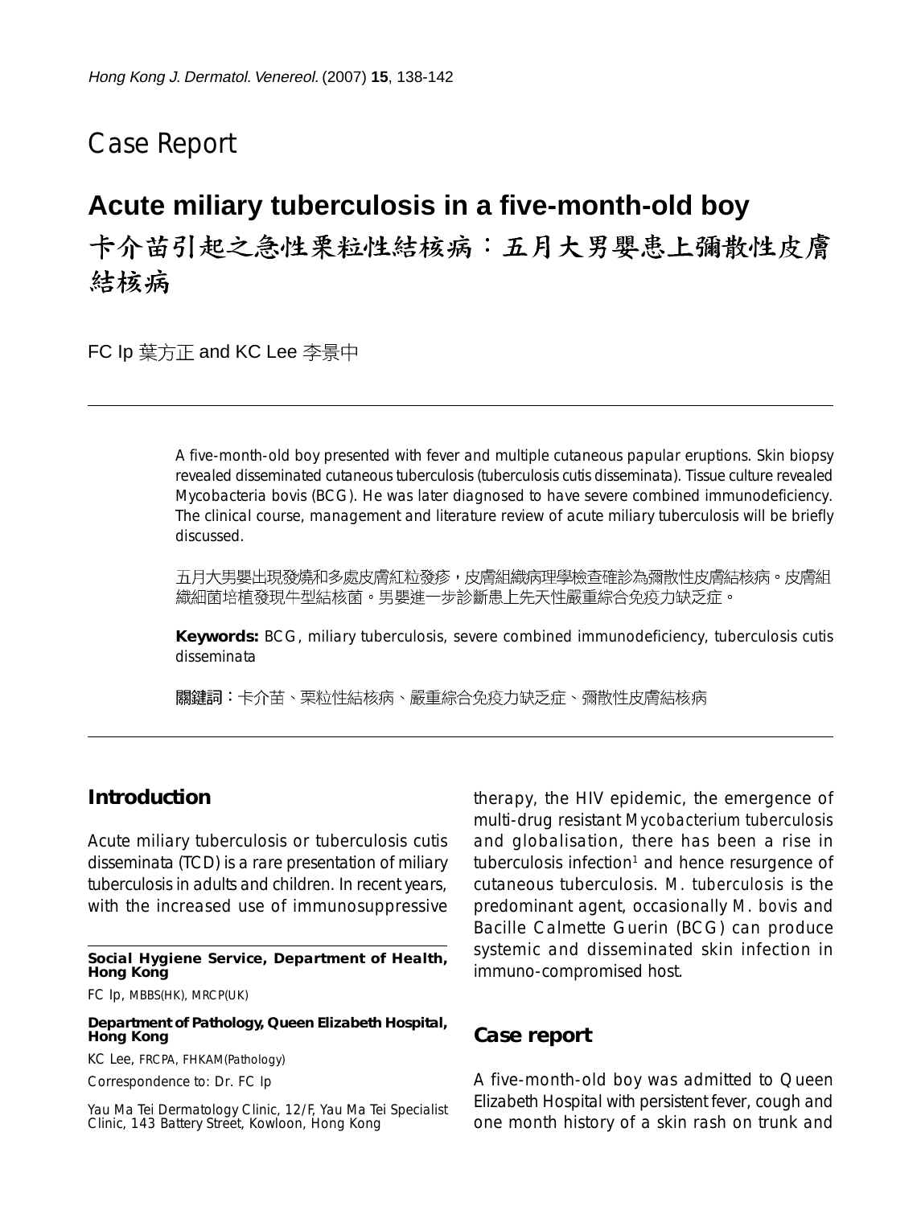Case Report

# Acute miliary tuberculosis in a five-month-old boy

# 卡介苗引起之急性栗粒性結核病：五月大男嬰患上彌散性皮膚結核病

FC Ip 葉方正 and KC Lee 李景中

A five-month-old boy presented with fever and multiple cutaneous papular eruptions. Skin biopsy revealed disseminated cutaneous tuberculosis (tuberculosis cutis disseminata). Tissue culture revealed Mycobacteria bovis (BCG). He was later diagnosed to have severe combined immunodeficiency. The clinical course, management and literature review of acute miliary tuberculosis will be briefly discussed.

五月大男嬰出現發燒和多處皮膚紅粒發疹，皮膚組織病理學檢查確診為彌散性皮膚結核病。皮膚組織細菌培植發現牛型結核菌。男嬰進一步診斷患上先天性嚴重綜合免疫力缺乏症。

**Keywords:** BCG, miliary tuberculosis, severe combined immunodeficiency, tuberculosis cutis disseminata

**關鍵詞：**卡介苗、栗粒性結核病、嚴重綜合免疫力缺乏症、彌散性皮膚結核病

## Introduction

Acute miliary tuberculosis or tuberculosis cutis disseminata (TCD) is a rare presentation of miliary tuberculosis in adults and children. In recent years, with the increased use of immunosuppressive therapy, the HIV epidemic, the emergence of multi-drug resistant *Mycobacterium tuberculosis* and globalisation, there has been a rise in tuberculosis infection[1] and hence resurgence of cutaneous tuberculosis. *M. tuberculosis* is the predominant agent, occasionally *M. bovis* and Bacille Calmette Guerin (BCG) can produce systemic and disseminated skin infection in immuno-compromised host.

## Case report

A five-month-old boy was admitted to Queen Elizabeth Hospital with persistent fever, cough and one month history of a skin rash on trunk and

**Social Hygiene Service, Department of Health, Hong Kong**

FC Ip, MBBS(HK), MRCP(UK)

**Department of Pathology, Queen Elizabeth Hospital, Hong Kong**

KC Lee, FRCPA, FHKAM(Pathology)

Correspondence to: Dr. FC Ip

Yau Ma Tei Dermatology Clinic, 12/F, Yau Ma Tei Specialist Clinic, 143 Battery Street, Kowloon, Hong Kong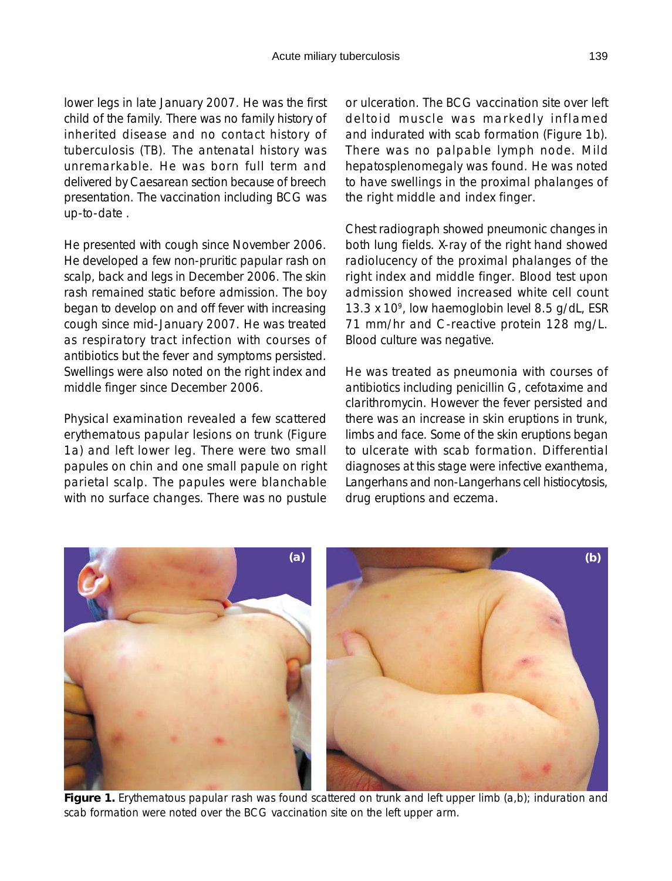lower legs in late January 2007. He was the first child of the family. There was no family history of inherited disease and no contact history of tuberculosis (TB). The antenatal history was unremarkable. He was born full term and delivered by Caesarean section because of breech presentation. The vaccination including BCG was up-to-date .

He presented with cough since November 2006. He developed a few non-pruritic papular rash on scalp, back and legs in December 2006. The skin rash remained static before admission. The boy began to develop on and off fever with increasing cough since mid-January 2007. He was treated as respiratory tract infection with courses of antibiotics but the fever and symptoms persisted. Swellings were also noted on the right index and middle finger since December 2006.

Physical examination revealed a few scattered erythematous papular lesions on trunk (Figure 1a) and left lower leg. There were two small papules on chin and one small papule on right parietal scalp. The papules were blanchable with no surface changes. There was no pustule or ulceration. The BCG vaccination site over left deltoid muscle was markedly inflamed and indurated with scab formation (Figure 1b). There was no palpable lymph node. Mild hepatosplenomegaly was found. He was noted to have swellings in the proximal phalanges of the right middle and index finger.

Chest radiograph showed pneumonic changes in both lung fields. X-ray of the right hand showed radiolucency of the proximal phalanges of the right index and middle finger. Blood test upon admission showed increased white cell count 13.3 x $10^9$, low haemoglobin level 8.5 g/dL, ESR 71 mm/hr and C-reactive protein 128 mg/L. Blood culture was negative.

He was treated as pneumonia with courses of antibiotics including penicillin G, cefotaxime and clarithromycin. However the fever persisted and there was an increase in skin eruptions in trunk, limbs and face. Some of the skin eruptions began to ulcerate with scab formation. Differential diagnoses at this stage were infective exanthema, Langerhans and non-Langerhans cell histiocytosis, drug eruptions and eczema.

(a)

(b)

**Figure 1.** Erythematous papular rash was found scattered on trunk and left upper limb (a,b); induration and scab formation were noted over the BCG vaccination site on the left upper arm.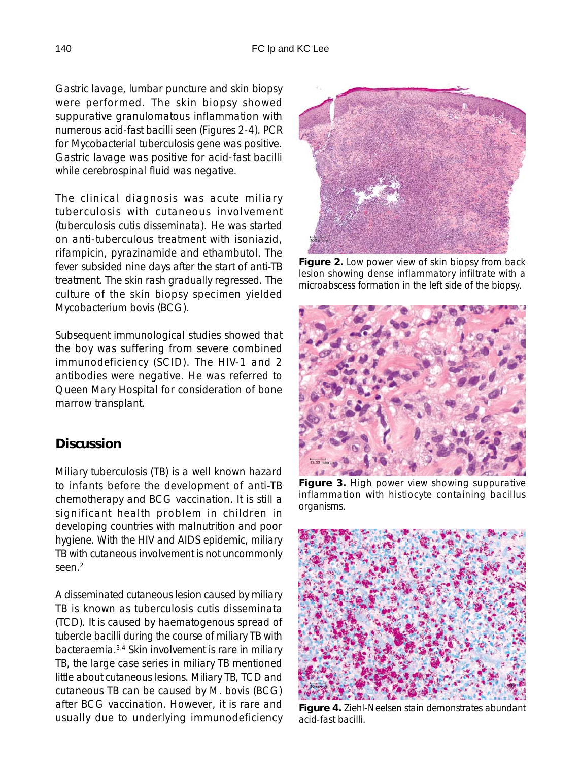Gastric lavage, lumbar puncture and skin biopsy were performed. The skin biopsy showed suppurative granulomatous inflammation with numerous acid-fast bacilli seen (Figures 2-4). PCR for Mycobacterial tuberculosis gene was positive. Gastric lavage was positive for acid-fast bacilli while cerebrospinal fluid was negative.

The clinical diagnosis was acute miliary tuberculosis with cutaneous involvement (tuberculosis cutis disseminata). He was started on anti-tuberculous treatment with isoniazid, rifampicin, pyrazinamide and ethambutol. The fever subsided nine days after the start of anti-TB treatment. The skin rash gradually regressed. The culture of the skin biopsy specimen yielded Mycobacterium bovis (BCG).

Subsequent immunological studies showed that the boy was suffering from severe combined immunodeficiency (SCID). The HIV-1 and 2 antibodies were negative. He was referred to Queen Mary Hospital for consideration of bone marrow transplant.

## Discussion

Miliary tuberculosis (TB) is a well known hazard to infants before the development of anti-TB chemotherapy and BCG vaccination. It is still a significant health problem in children in developing countries with malnutrition and poor hygiene. With the HIV and AIDS epidemic, miliary TB with cutaneous involvement is not uncommonly seen.[2]

A disseminated cutaneous lesion caused by miliary TB is known as tuberculosis cutis disseminata (TCD). It is caused by haematogenous spread of tubercle bacilli during the course of miliary TB with bacteraemia.[3,4] Skin involvement is rare in miliary TB, the large case series in miliary TB mentioned little about cutaneous lesions. Miliary TB, TCD and cutaneous TB can be caused by *M. bovis* (BCG) after BCG vaccination. However, it is rare and usually due to underlying immunodeficiency

**Figure 2.** Low power view of skin biopsy from back lesion showing dense inflammatory infiltrate with a microabscess formation in the left side of the biopsy.

**Figure 3.** High power view showing suppurative inflammation with histiocyte containing bacillus organisms.

**Figure 4.** Ziehl-Neelsen stain demonstrates abundant acid-fast bacilli.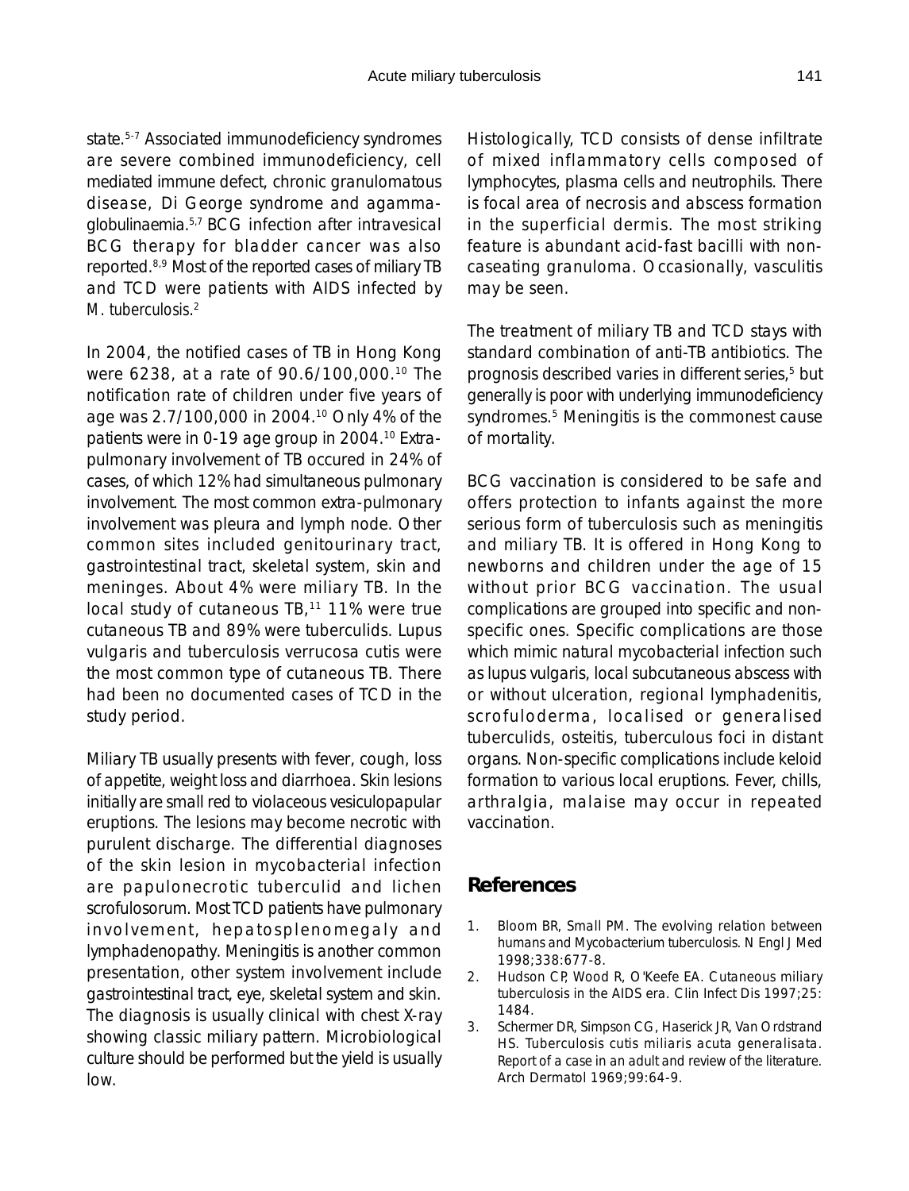state.[5-7] Associated immunodeficiency syndromes are severe combined immunodeficiency, cell mediated immune defect, chronic granulomatous disease, Di George syndrome and agammaglobulinaemia.[5,7] BCG infection after intravesical BCG therapy for bladder cancer was also reported.[8,9] Most of the reported cases of miliary TB and TCD were patients with AIDS infected by *M. tuberculosis*.[2]

In 2004, the notified cases of TB in Hong Kong were 6238, at a rate of 90.6/100,000.[10] The notification rate of children under five years of age was 2.7/100,000 in 2004.[10] Only 4% of the patients were in 0-19 age group in 2004.[10] Extra-pulmonary involvement of TB occured in 24% of cases, of which 12% had simultaneous pulmonary involvement. The most common extra-pulmonary involvement was pleura and lymph node. Other common sites included genitourinary tract, gastrointestinal tract, skeletal system, skin and meninges. About 4% were miliary TB. In the local study of cutaneous TB,[11] 11% were true cutaneous TB and 89% were tuberculids. Lupus vulgaris and tuberculosis verrucosa cutis were the most common type of cutaneous TB. There had been no documented cases of TCD in the study period.

Miliary TB usually presents with fever, cough, loss of appetite, weight loss and diarrhoea. Skin lesions initially are small red to violaceous vesiculopapular eruptions. The lesions may become necrotic with purulent discharge. The differential diagnoses of the skin lesion in mycobacterial infection are papulonecrotic tuberculid and lichen scrofulosorum. Most TCD patients have pulmonary involvement, hepatosplenomegaly and lymphadenopathy. Meningitis is another common presentation, other system involvement include gastrointestinal tract, eye, skeletal system and skin. The diagnosis is usually clinical with chest X-ray showing classic miliary pattern. Microbiological culture should be performed but the yield is usually low.

Histologically, TCD consists of dense infiltrate of mixed inflammatory cells composed of lymphocytes, plasma cells and neutrophils. There is focal area of necrosis and abscess formation in the superficial dermis. The most striking feature is abundant acid-fast bacilli with non-caseating granuloma. Occasionally, vasculitis may be seen.

The treatment of miliary TB and TCD stays with standard combination of anti-TB antibiotics. The prognosis described varies in different series,[5] but generally is poor with underlying immunodeficiency syndromes.[5] Meningitis is the commonest cause of mortality.

BCG vaccination is considered to be safe and offers protection to infants against the more serious form of tuberculosis such as meningitis and miliary TB. It is offered in Hong Kong to newborns and children under the age of 15 without prior BCG vaccination. The usual complications are grouped into specific and non-specific ones. Specific complications are those which mimic natural mycobacterial infection such as lupus vulgaris, local subcutaneous abscess with or without ulceration, regional lymphadenitis, scrofuloderma, localised or generalised tuberculids, osteitis, tuberculous foci in distant organs. Non-specific complications include keloid formation to various local eruptions. Fever, chills, arthralgia, malaise may occur in repeated vaccination.

## References

1. Bloom BR, Small PM. The evolving relation between humans and Mycobacterium tuberculosis. N Engl J Med 1998;338:677-8.
2. Hudson CP, Wood R, O'Keefe EA. Cutaneous miliary tuberculosis in the AIDS era. Clin Infect Dis 1997;25: 1484.
3. Schermer DR, Simpson CG, Haserick JR, Van Ordstrand HS. Tuberculosis cutis miliaris acuta generalisata. Report of a case in an adult and review of the literature. Arch Dermatol 1969;99:64-9.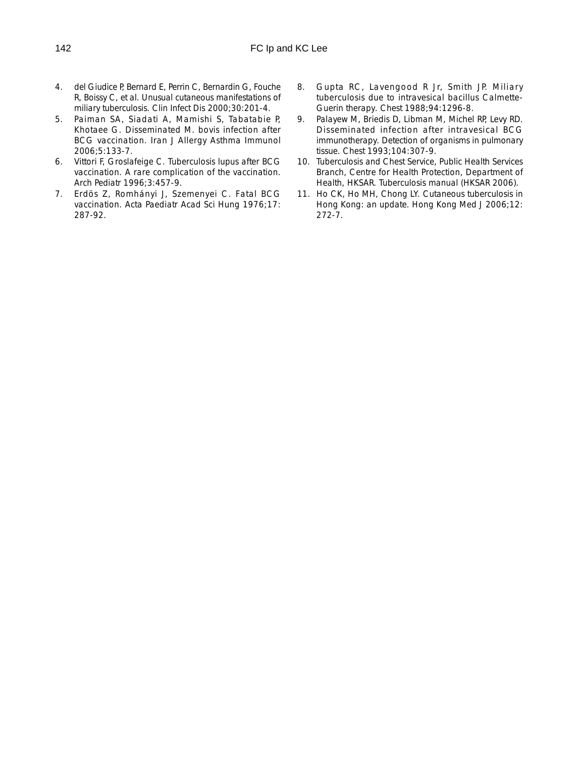4. del Giudice P, Bernard E, Perrin C, Bernardin G, Fouche R, Boissy C, et al. Unusual cutaneous manifestations of miliary tuberculosis. Clin Infect Dis 2000;30:201-4.
5. Paiman SA, Siadati A, Mamishi S, Tabatabie P, Khotaee G. Disseminated M. bovis infection after BCG vaccination. Iran J Allergy Asthma Immunol 2006;5:133-7.
6. Vittori F, Groslafeige C. Tuberculosis lupus after BCG vaccination. A rare complication of the vaccination. Arch Pediatr 1996;3:457-9.
7. Erdös Z, Romhányi J, Szemenyei C. Fatal BCG vaccination. Acta Paediatr Acad Sci Hung 1976;17: 287-92.
8. Gupta RC, Lavengood R Jr, Smith JP. Miliary tuberculosis due to intravesical bacillus Calmette-Guerin therapy. Chest 1988;94:1296-8.
9. Palayew M, Briedis D, Libman M, Michel RP, Levy RD. Disseminated infection after intravesical BCG immunotherapy. Detection of organisms in pulmonary tissue. Chest 1993;104:307-9.
10. Tuberculosis and Chest Service, Public Health Services Branch, Centre for Health Protection, Department of Health, HKSAR. Tuberculosis manual (HKSAR 2006).
11. Ho CK, Ho MH, Chong LY. Cutaneous tuberculosis in Hong Kong: an update. Hong Kong Med J 2006;12: 272-7.